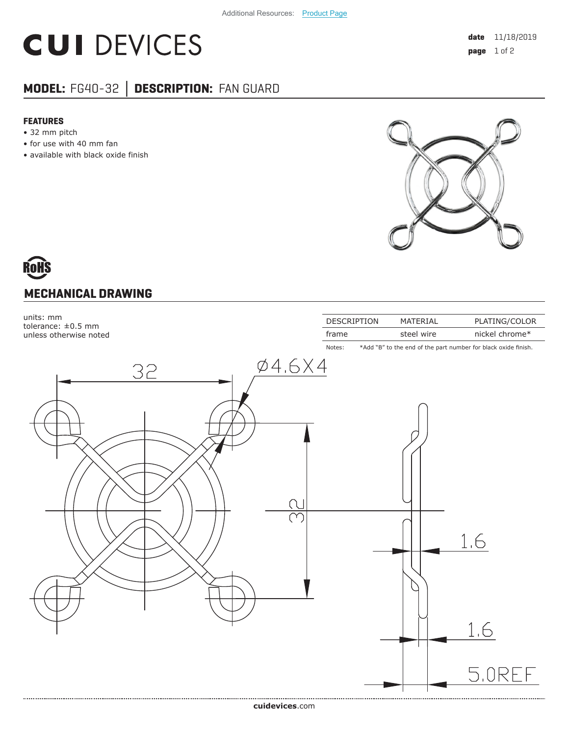Additional Resources: Product Page

# CUI DEVICES

**date** 11/18/2019

## MODEL: FG40-32 | DESCRIPTION: FAN GUARD

### FEATURES

- 32 mm pitch
- for use with 40 mm fan
- available with black oxide finish

RoHS

## MECHANICAL DRAWING

units: mm
tolerance: ±0.5 mm
unless otherwise noted

| DESCRIPTION | MATERIAL | PLATING/COLOR |
|---|---|---|
| frame | steel wire | nickel chrome* |

Notes: *Add "B" to the end of the part number for black oxide finish.

32

Ø4.6X4

32

1.6

1.6

5.0REF

**cuidevices**.com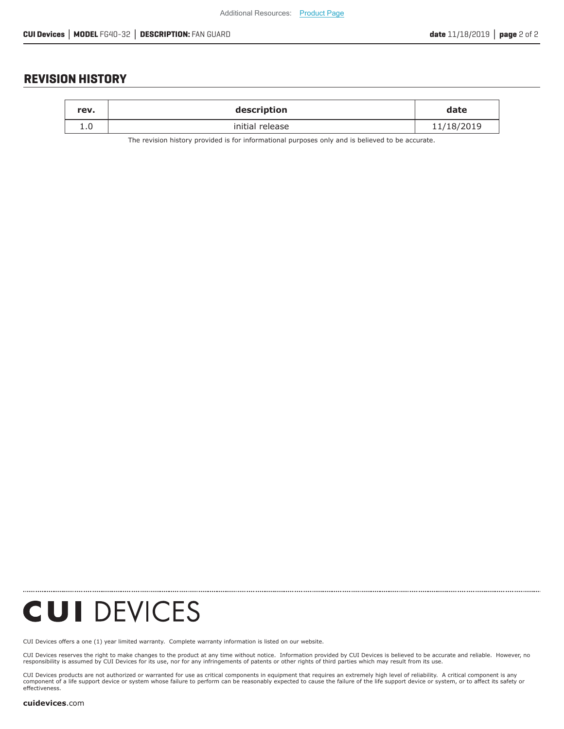## REVISION HISTORY

| rev. | description | date |
| --- | --- | --- |
| 1.0 | initial release | 11/18/2019 |

The revision history provided is for informational purposes only and is believed to be accurate.

**CUI DEVICES**

CUI Devices offers a one (1) year limited warranty. Complete warranty information is listed on our website.

CUI Devices reserves the right to make changes to the product at any time without notice. Information provided by CUI Devices is believed to be accurate and reliable. However, no responsibility is assumed by CUI Devices for its use, nor for any infringements of patents or other rights of third parties which may result from its use.

CUI Devices products are not authorized or warranted for use as critical components in equipment that requires an extremely high level of reliability. A critical component is any component of a life support device or system whose failure to perform can be reasonably expected to cause the failure of the life support device or system, or to affect its safety or effectiveness.

**cuidevices**.com